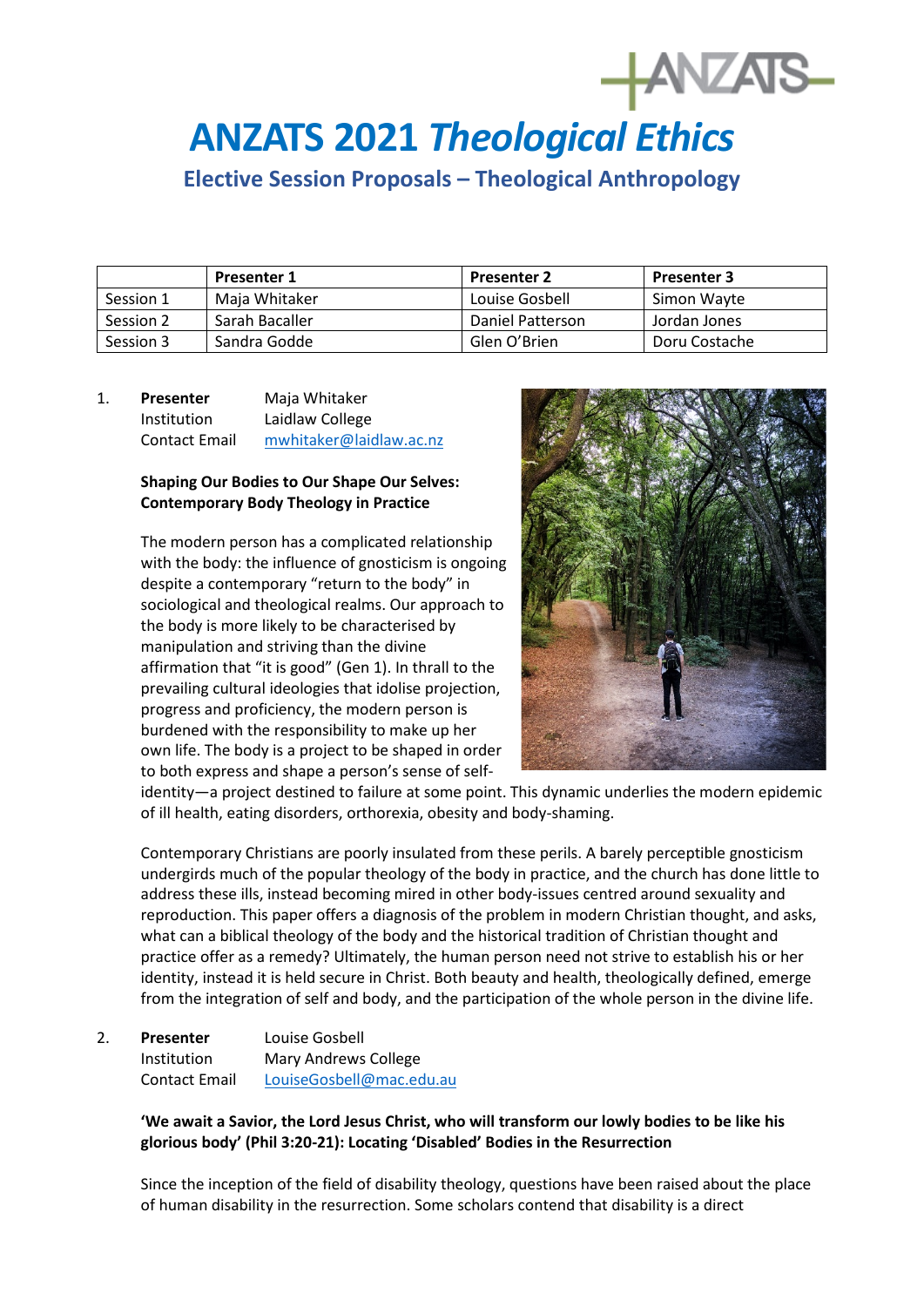# ANZATS 2021 *Theological Ethics*

## Elective Session Proposals – Theological Anthropology

| | Presenter 1 | Presenter 2 | Presenter 3 |
|---|---|---|---|
| Session 1 | Maja Whitaker | Louise Gosbell | Simon Wayte |
| Session 2 | Sarah Bacaller | Daniel Patterson | Jordan Jones |
| Session 3 | Sandra Godde | Glen O'Brien | Doru Costache |

1. **Presenter** Maja Whitaker
   Institution Laidlaw College
   Contact Email mwhitaker@laidlaw.ac.nz

   **Shaping Our Bodies to Our Shape Our Selves: Contemporary Body Theology in Practice**

   The modern person has a complicated relationship with the body: the influence of gnosticism is ongoing despite a contemporary "return to the body" in sociological and theological realms. Our approach to the body is more likely to be characterised by manipulation and striving than the divine affirmation that "it is good" (Gen 1). In thrall to the prevailing cultural ideologies that idolise projection, progress and proficiency, the modern person is burdened with the responsibility to make up her own life. The body is a project to be shaped in order to both express and shape a person's sense of self-identity—a project destined to failure at some point. This dynamic underlies the modern epidemic of ill health, eating disorders, orthorexia, obesity and body-shaming.

   Contemporary Christians are poorly insulated from these perils. A barely perceptible gnosticism undergirds much of the popular theology of the body in practice, and the church has done little to address these ills, instead becoming mired in other body-issues centred around sexuality and reproduction. This paper offers a diagnosis of the problem in modern Christian thought, and asks, what can a biblical theology of the body and the historical tradition of Christian thought and practice offer as a remedy? Ultimately, the human person need not strive to establish his or her identity, instead it is held secure in Christ. Both beauty and health, theologically defined, emerge from the integration of self and body, and the participation of the whole person in the divine life.

2. **Presenter** Louise Gosbell
   Institution Mary Andrews College
   Contact Email LouiseGosbell@mac.edu.au

   **'We await a Savior, the Lord Jesus Christ, who will transform our lowly bodies to be like his glorious body' (Phil 3:20-21): Locating 'Disabled' Bodies in the Resurrection**

   Since the inception of the field of disability theology, questions have been raised about the place of human disability in the resurrection. Some scholars contend that disability is a direct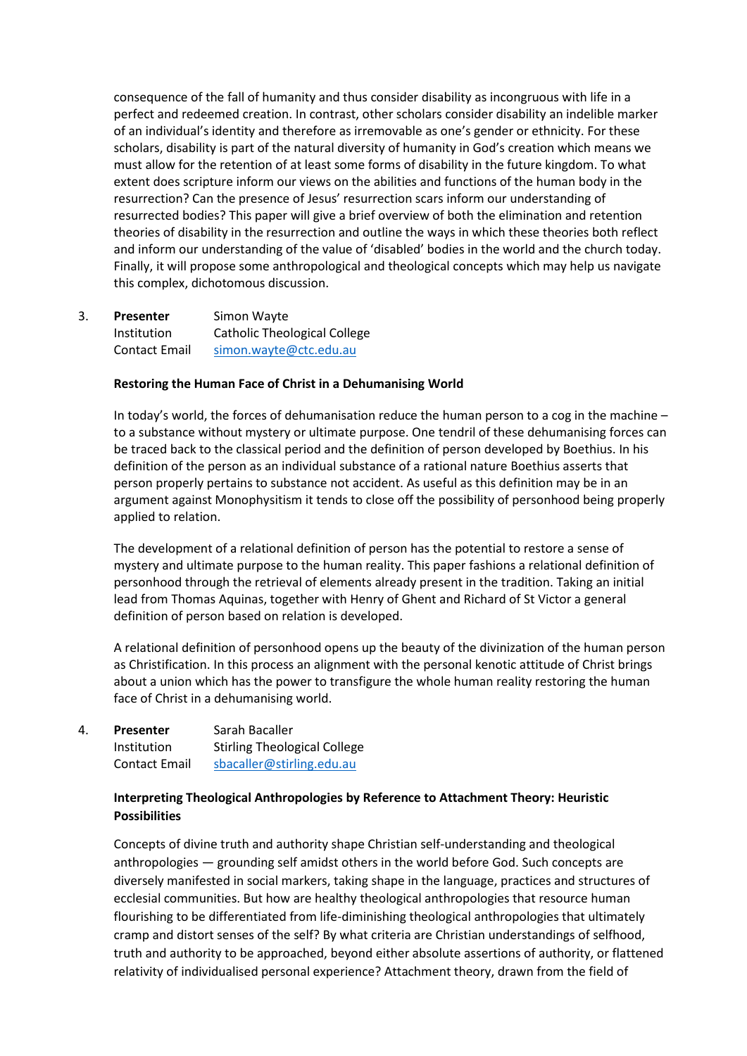consequence of the fall of humanity and thus consider disability as incongruous with life in a perfect and redeemed creation. In contrast, other scholars consider disability an indelible marker of an individual's identity and therefore as irremovable as one's gender or ethnicity. For these scholars, disability is part of the natural diversity of humanity in God's creation which means we must allow for the retention of at least some forms of disability in the future kingdom. To what extent does scripture inform our views on the abilities and functions of the human body in the resurrection? Can the presence of Jesus' resurrection scars inform our understanding of resurrected bodies? This paper will give a brief overview of both the elimination and retention theories of disability in the resurrection and outline the ways in which these theories both reflect and inform our understanding of the value of 'disabled' bodies in the world and the church today. Finally, it will propose some anthropological and theological concepts which may help us navigate this complex, dichotomous discussion.

3. **Presenter** Simon Wayte
   Institution Catholic Theological College
   Contact Email simon.wayte@ctc.edu.au

   **Restoring the Human Face of Christ in a Dehumanising World**

   In today's world, the forces of dehumanisation reduce the human person to a cog in the machine – to a substance without mystery or ultimate purpose. One tendril of these dehumanising forces can be traced back to the classical period and the definition of person developed by Boethius. In his definition of the person as an individual substance of a rational nature Boethius asserts that person properly pertains to substance not accident. As useful as this definition may be in an argument against Monophysitism it tends to close off the possibility of personhood being properly applied to relation.

   The development of a relational definition of person has the potential to restore a sense of mystery and ultimate purpose to the human reality. This paper fashions a relational definition of personhood through the retrieval of elements already present in the tradition. Taking an initial lead from Thomas Aquinas, together with Henry of Ghent and Richard of St Victor a general definition of person based on relation is developed.

   A relational definition of personhood opens up the beauty of the divinization of the human person as Christification. In this process an alignment with the personal kenotic attitude of Christ brings about a union which has the power to transfigure the whole human reality restoring the human face of Christ in a dehumanising world.

4. **Presenter** Sarah Bacaller
   Institution Stirling Theological College
   Contact Email sbacaller@stirling.edu.au

   **Interpreting Theological Anthropologies by Reference to Attachment Theory: Heuristic Possibilities**

   Concepts of divine truth and authority shape Christian self-understanding and theological anthropologies — grounding self amidst others in the world before God. Such concepts are diversely manifested in social markers, taking shape in the language, practices and structures of ecclesial communities. But how are healthy theological anthropologies that resource human flourishing to be differentiated from life-diminishing theological anthropologies that ultimately cramp and distort senses of the self? By what criteria are Christian understandings of selfhood, truth and authority to be approached, beyond either absolute assertions of authority, or flattened relativity of individualised personal experience? Attachment theory, drawn from the field of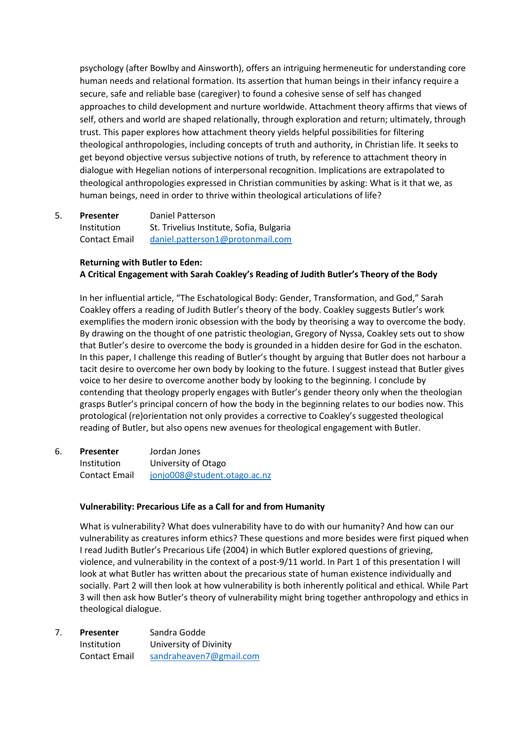psychology (after Bowlby and Ainsworth), offers an intriguing hermeneutic for understanding core human needs and relational formation. Its assertion that human beings in their infancy require a secure, safe and reliable base (caregiver) to found a cohesive sense of self has changed approaches to child development and nurture worldwide. Attachment theory affirms that views of self, others and world are shaped relationally, through exploration and return; ultimately, through trust. This paper explores how attachment theory yields helpful possibilities for filtering theological anthropologies, including concepts of truth and authority, in Christian life. It seeks to get beyond objective versus subjective notions of truth, by reference to attachment theory in dialogue with Hegelian notions of interpersonal recognition. Implications are extrapolated to theological anthropologies expressed in Christian communities by asking: What is it that we, as human beings, need in order to thrive within theological articulations of life?

5. **Presenter** Daniel Patterson
   Institution St. Trivelius Institute, Sofia, Bulgaria
   Contact Email daniel.patterson1@protonmail.com

**Returning with Butler to Eden:**
**A Critical Engagement with Sarah Coakley's Reading of Judith Butler's Theory of the Body**

In her influential article, "The Eschatological Body: Gender, Transformation, and God," Sarah Coakley offers a reading of Judith Butler's theory of the body. Coakley suggests Butler's work exemplifies the modern ironic obsession with the body by theorising a way to overcome the body. By drawing on the thought of one patristic theologian, Gregory of Nyssa, Coakley sets out to show that Butler's desire to overcome the body is grounded in a hidden desire for God in the eschaton. In this paper, I challenge this reading of Butler's thought by arguing that Butler does not harbour a tacit desire to overcome her own body by looking to the future. I suggest instead that Butler gives voice to her desire to overcome another body by looking to the beginning. I conclude by contending that theology properly engages with Butler's gender theory only when the theologian grasps Butler's principal concern of how the body in the beginning relates to our bodies now. This protological (re)orientation not only provides a corrective to Coakley's suggested theological reading of Butler, but also opens new avenues for theological engagement with Butler.

6. **Presenter** Jordan Jones
   Institution University of Otago
   Contact Email jonjo008@student.otago.ac.nz

**Vulnerability: Precarious Life as a Call for and from Humanity**

What is vulnerability? What does vulnerability have to do with our humanity? And how can our vulnerability as creatures inform ethics? These questions and more besides were first piqued when I read Judith Butler's Precarious Life (2004) in which Butler explored questions of grieving, violence, and vulnerability in the context of a post-9/11 world. In Part 1 of this presentation I will look at what Butler has written about the precarious state of human existence individually and socially. Part 2 will then look at how vulnerability is both inherently political and ethical. While Part 3 will then ask how Butler's theory of vulnerability might bring together anthropology and ethics in theological dialogue.

7. **Presenter** Sandra Godde
   Institution University of Divinity
   Contact Email sandraheaven7@gmail.com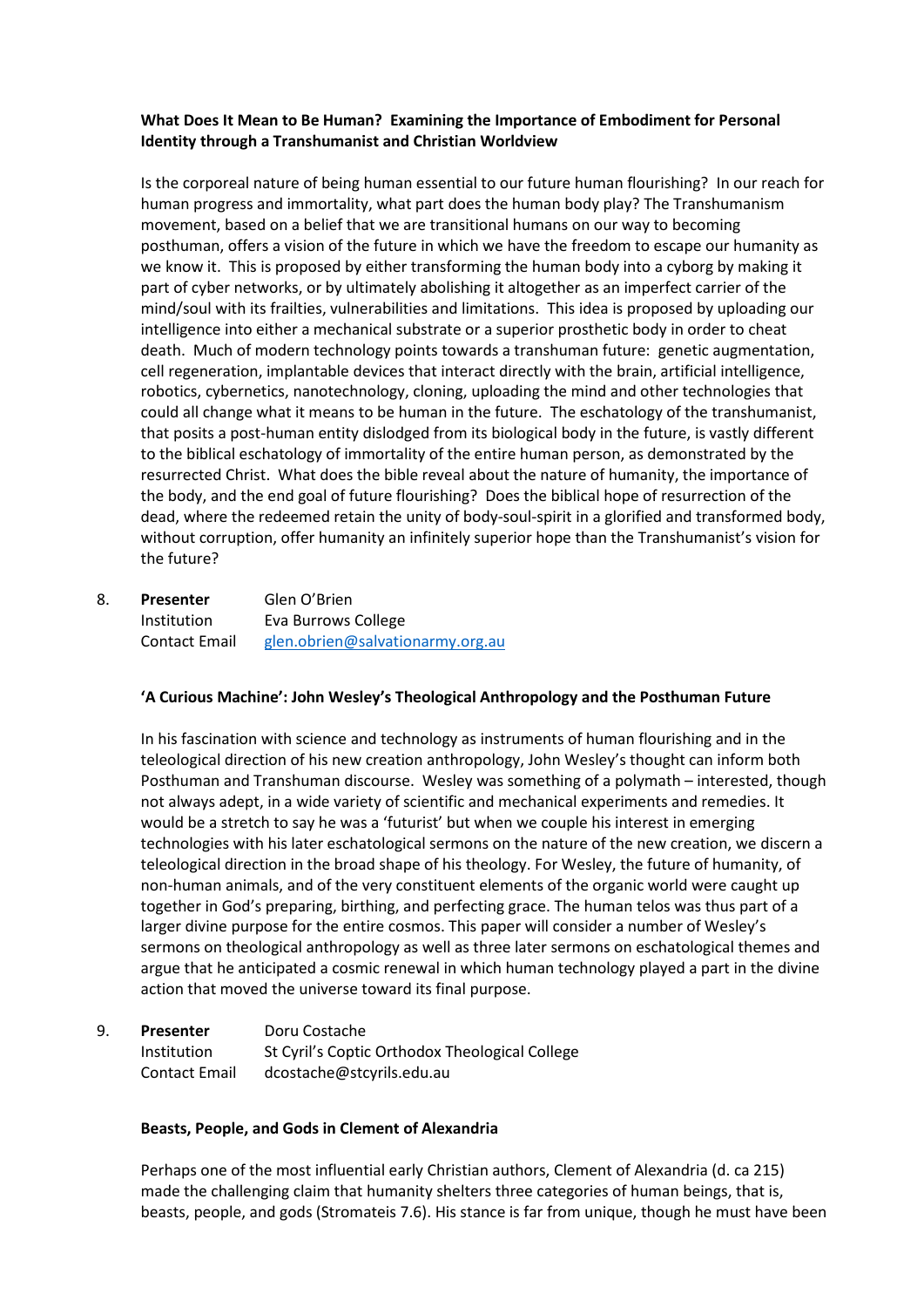**What Does It Mean to Be Human? Examining the Importance of Embodiment for Personal Identity through a Transhumanist and Christian Worldview**

Is the corporeal nature of being human essential to our future human flourishing? In our reach for human progress and immortality, what part does the human body play? The Transhumanism movement, based on a belief that we are transitional humans on our way to becoming posthuman, offers a vision of the future in which we have the freedom to escape our humanity as we know it. This is proposed by either transforming the human body into a cyborg by making it part of cyber networks, or by ultimately abolishing it altogether as an imperfect carrier of the mind/soul with its frailties, vulnerabilities and limitations. This idea is proposed by uploading our intelligence into either a mechanical substrate or a superior prosthetic body in order to cheat death. Much of modern technology points towards a transhuman future: genetic augmentation, cell regeneration, implantable devices that interact directly with the brain, artificial intelligence, robotics, cybernetics, nanotechnology, cloning, uploading the mind and other technologies that could all change what it means to be human in the future. The eschatology of the transhumanist, that posits a post-human entity dislodged from its biological body in the future, is vastly different to the biblical eschatology of immortality of the entire human person, as demonstrated by the resurrected Christ. What does the bible reveal about the nature of humanity, the importance of the body, and the end goal of future flourishing? Does the biblical hope of resurrection of the dead, where the redeemed retain the unity of body-soul-spirit in a glorified and transformed body, without corruption, offer humanity an infinitely superior hope than the Transhumanist's vision for the future?

8. **Presenter** Glen O'Brien
   Institution Eva Burrows College
   Contact Email glen.obrien@salvationarmy.org.au

**'A Curious Machine': John Wesley's Theological Anthropology and the Posthuman Future**

In his fascination with science and technology as instruments of human flourishing and in the teleological direction of his new creation anthropology, John Wesley's thought can inform both Posthuman and Transhuman discourse. Wesley was something of a polymath – interested, though not always adept, in a wide variety of scientific and mechanical experiments and remedies. It would be a stretch to say he was a 'futurist' but when we couple his interest in emerging technologies with his later eschatological sermons on the nature of the new creation, we discern a teleological direction in the broad shape of his theology. For Wesley, the future of humanity, of non-human animals, and of the very constituent elements of the organic world were caught up together in God's preparing, birthing, and perfecting grace. The human telos was thus part of a larger divine purpose for the entire cosmos. This paper will consider a number of Wesley's sermons on theological anthropology as well as three later sermons on eschatological themes and argue that he anticipated a cosmic renewal in which human technology played a part in the divine action that moved the universe toward its final purpose.

9. **Presenter** Doru Costache
   Institution St Cyril's Coptic Orthodox Theological College
   Contact Email dcostache@stcyrils.edu.au

**Beasts, People, and Gods in Clement of Alexandria**

Perhaps one of the most influential early Christian authors, Clement of Alexandria (d. ca 215) made the challenging claim that humanity shelters three categories of human beings, that is, beasts, people, and gods (Stromateis 7.6). His stance is far from unique, though he must have been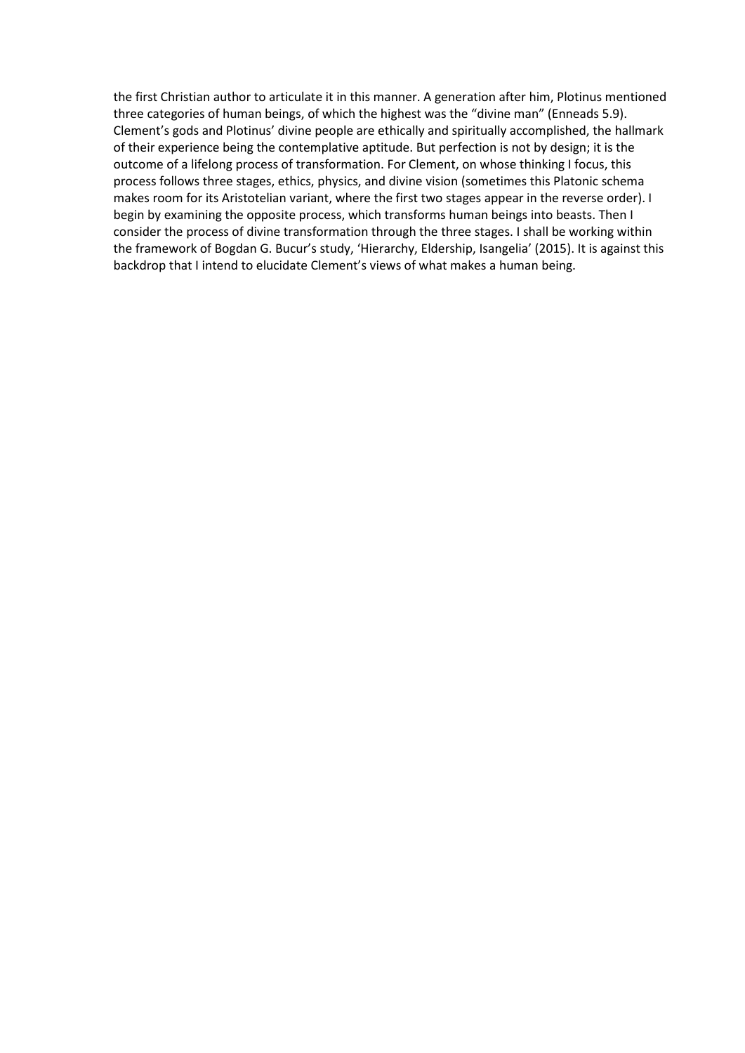the first Christian author to articulate it in this manner. A generation after him, Plotinus mentioned three categories of human beings, of which the highest was the "divine man" (Enneads 5.9). Clement's gods and Plotinus' divine people are ethically and spiritually accomplished, the hallmark of their experience being the contemplative aptitude. But perfection is not by design; it is the outcome of a lifelong process of transformation. For Clement, on whose thinking I focus, this process follows three stages, ethics, physics, and divine vision (sometimes this Platonic schema makes room for its Aristotelian variant, where the first two stages appear in the reverse order). I begin by examining the opposite process, which transforms human beings into beasts. Then I consider the process of divine transformation through the three stages. I shall be working within the framework of Bogdan G. Bucur's study, 'Hierarchy, Eldership, Isangelia' (2015). It is against this backdrop that I intend to elucidate Clement's views of what makes a human being.